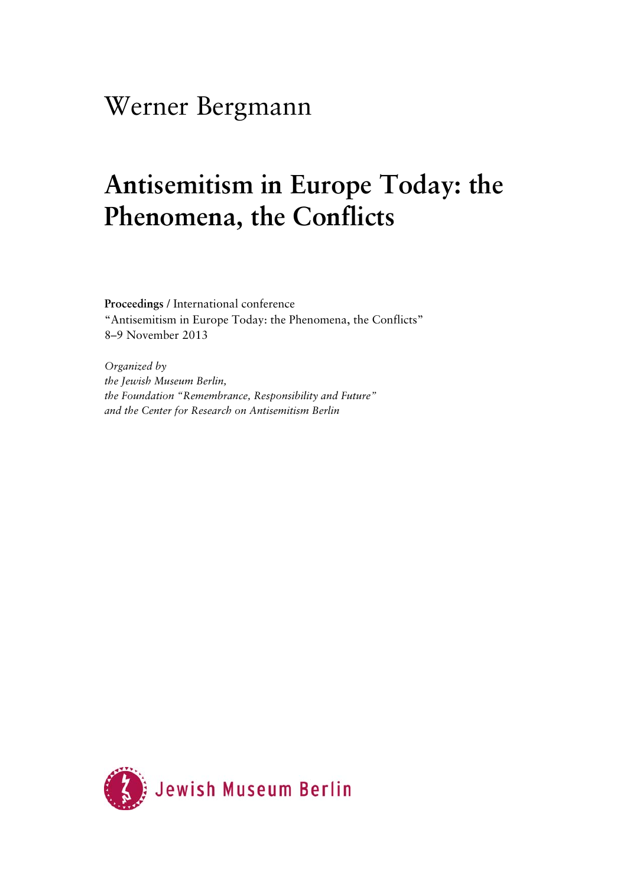Werner Bergmann

# Antisemitism in Europe Today: the Phenomena, the Conflicts

**Proceedings** / International conference
"Antisemitism in Europe Today: the Phenomena, the Conflicts"
8–9 November 2013

*Organized by*
*the Jewish Museum Berlin,*
*the Foundation "Remembrance, Responsibility and Future"*
*and the Center for Research on Antisemitism Berlin*

Jewish Museum Berlin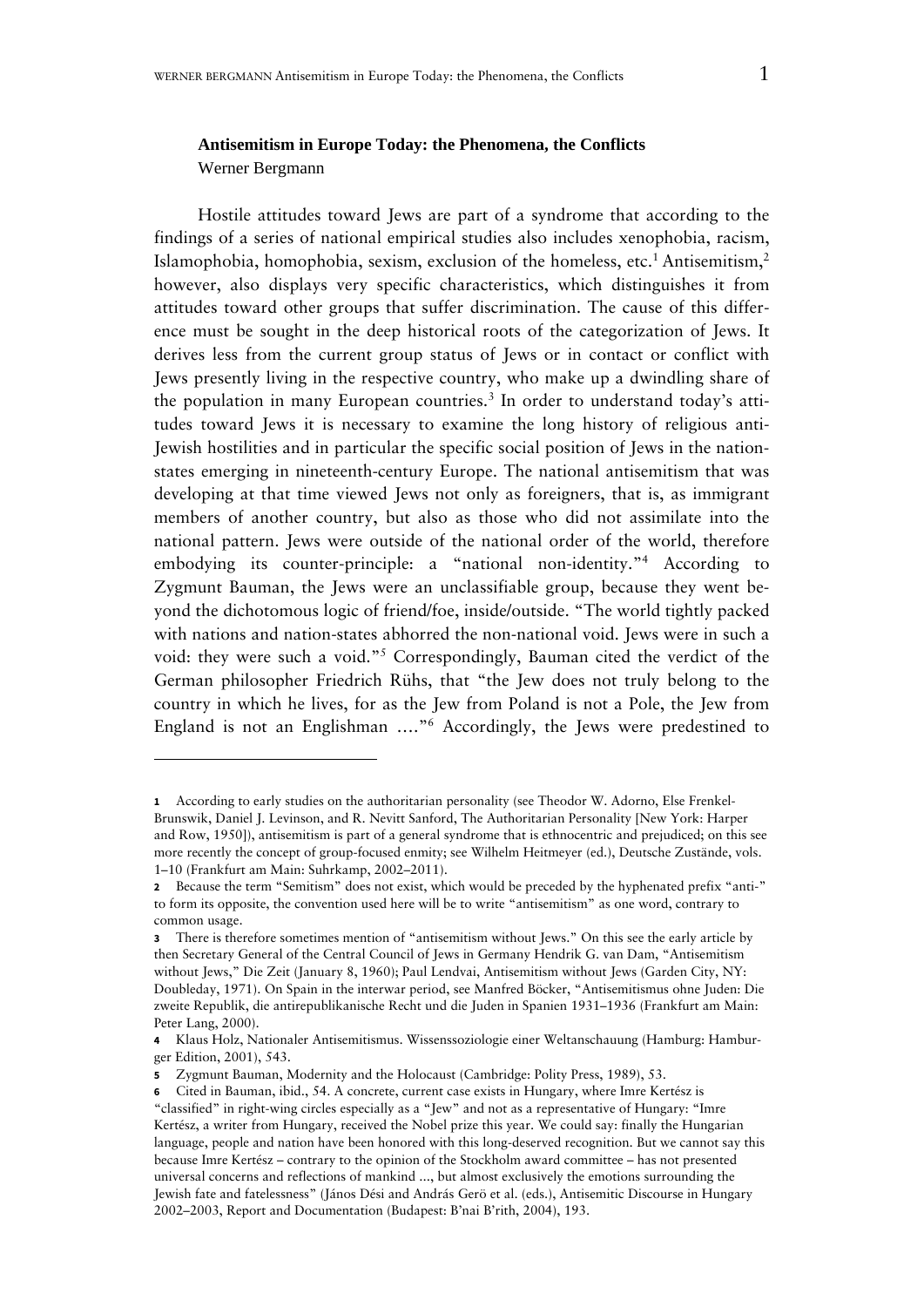**Antisemitism in Europe Today: the Phenomena, the Conflicts**
Werner Bergmann

Hostile attitudes toward Jews are part of a syndrome that according to the findings of a series of national empirical studies also includes xenophobia, racism, Islamophobia, homophobia, sexism, exclusion of the homeless, etc.[1] Antisemitism,[2] however, also displays very specific characteristics, which distinguishes it from attitudes toward other groups that suffer discrimination. The cause of this difference must be sought in the deep historical roots of the categorization of Jews. It derives less from the current group status of Jews or in contact or conflict with Jews presently living in the respective country, who make up a dwindling share of the population in many European countries.[3] In order to understand today's attitudes toward Jews it is necessary to examine the long history of religious anti-Jewish hostilities and in particular the specific social position of Jews in the nation-states emerging in nineteenth-century Europe. The national antisemitism that was developing at that time viewed Jews not only as foreigners, that is, as immigrant members of another country, but also as those who did not assimilate into the national pattern. Jews were outside of the national order of the world, therefore embodying its counter-principle: a "national non-identity."[4] According to Zygmunt Bauman, the Jews were an unclassifiable group, because they went beyond the dichotomous logic of friend/foe, inside/outside. "The world tightly packed with nations and nation-states abhorred the non-national void. Jews were in such a void: they were such a void."[5] Correspondingly, Bauman cited the verdict of the German philosopher Friedrich Rühs, that "the Jew does not truly belong to the country in which he lives, for as the Jew from Poland is not a Pole, the Jew from England is not an Englishman …."[6] Accordingly, the Jews were predestined to

---

1 According to early studies on the authoritarian personality (see Theodor W. Adorno, Else Frenkel-Brunswik, Daniel J. Levinson, and R. Nevitt Sanford, The Authoritarian Personality [New York: Harper and Row, 1950]), antisemitism is part of a general syndrome that is ethnocentric and prejudiced; on this see more recently the concept of group-focused enmity; see Wilhelm Heitmeyer (ed.), Deutsche Zustände, vols. 1–10 (Frankfurt am Main: Suhrkamp, 2002–2011).

2 Because the term "Semitism" does not exist, which would be preceded by the hyphenated prefix "anti-" to form its opposite, the convention used here will be to write "antisemitism" as one word, contrary to common usage.

3 There is therefore sometimes mention of "antisemitism without Jews." On this see the early article by then Secretary General of the Central Council of Jews in Germany Hendrik G. van Dam, "Antisemitism without Jews," Die Zeit (January 8, 1960); Paul Lendvai, Antisemitism without Jews (Garden City, NY: Doubleday, 1971). On Spain in the interwar period, see Manfred Böcker, "Antisemitismus ohne Juden: Die zweite Republik, die antirepublikanische Recht und die Juden in Spanien 1931–1936 (Frankfurt am Main: Peter Lang, 2000).

4 Klaus Holz, Nationaler Antisemitismus. Wissenssoziologie einer Weltanschauung (Hamburg: Hamburger Edition, 2001), 543.

5 Zygmunt Bauman, Modernity and the Holocaust (Cambridge: Polity Press, 1989), 53.

6 Cited in Bauman, ibid., 54. A concrete, current case exists in Hungary, where Imre Kertész is "classified" in right-wing circles especially as a "Jew" and not as a representative of Hungary: "Imre Kertész, a writer from Hungary, received the Nobel prize this year. We could say: finally the Hungarian language, people and nation have been honored with this long-deserved recognition. But we cannot say this because Imre Kertész – contrary to the opinion of the Stockholm award committee – has not presented universal concerns and reflections of mankind ..., but almost exclusively the emotions surrounding the Jewish fate and fatelessness" (János Dési and András Gerö et al. (eds.), Antisemitic Discourse in Hungary 2002–2003, Report and Documentation (Budapest: B'nai B'rith, 2004), 193.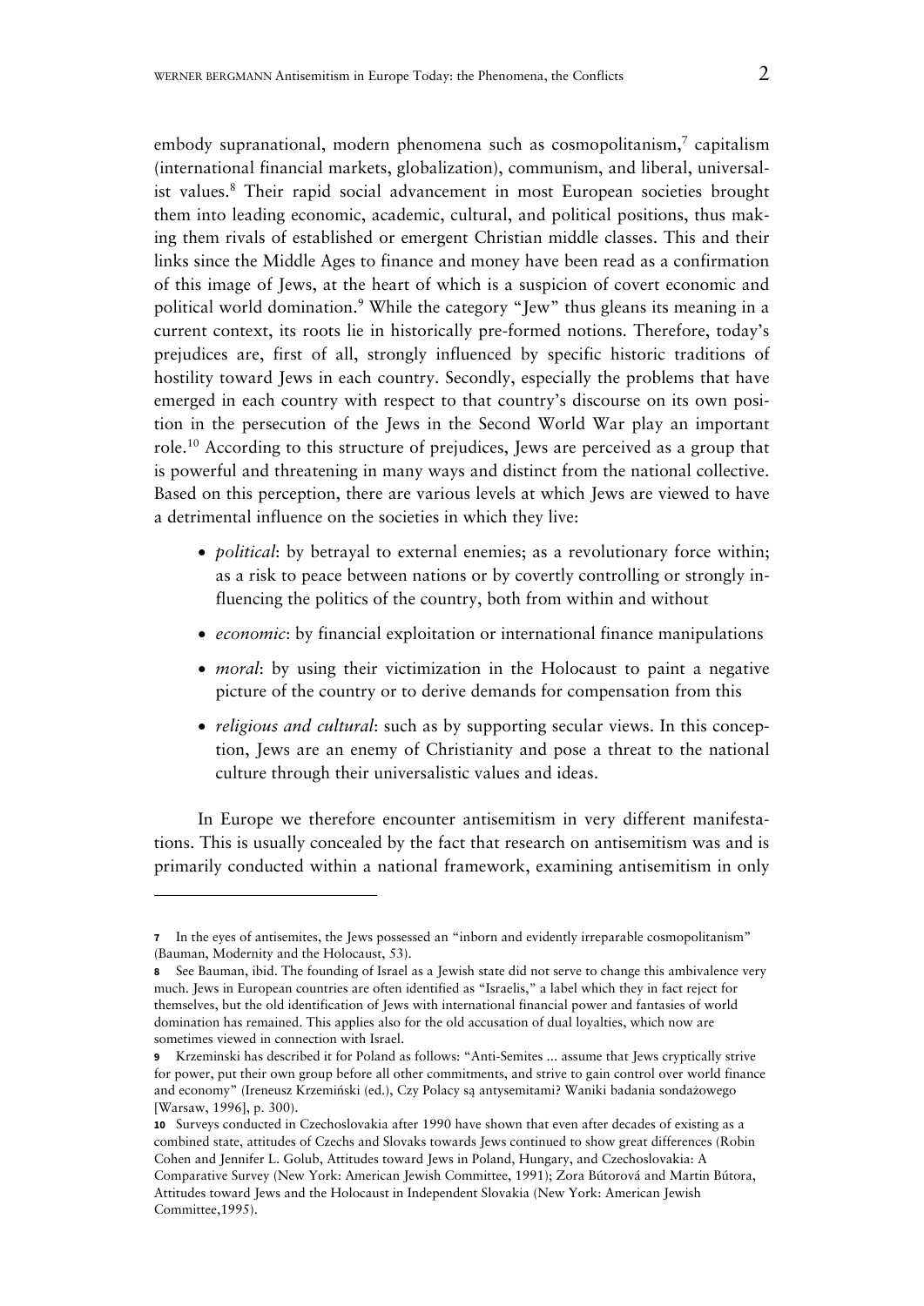embody supranational, modern phenomena such as cosmopolitanism,[7] capitalism (international financial markets, globalization), communism, and liberal, universalist values.[8] Their rapid social advancement in most European societies brought them into leading economic, academic, cultural, and political positions, thus making them rivals of established or emergent Christian middle classes. This and their links since the Middle Ages to finance and money have been read as a confirmation of this image of Jews, at the heart of which is a suspicion of covert economic and political world domination.[9] While the category "Jew" thus gleans its meaning in a current context, its roots lie in historically pre-formed notions. Therefore, today's prejudices are, first of all, strongly influenced by specific historic traditions of hostility toward Jews in each country. Secondly, especially the problems that have emerged in each country with respect to that country's discourse on its own position in the persecution of the Jews in the Second World War play an important role.[10] According to this structure of prejudices, Jews are perceived as a group that is powerful and threatening in many ways and distinct from the national collective. Based on this perception, there are various levels at which Jews are viewed to have a detrimental influence on the societies in which they live:

- *political*: by betrayal to external enemies; as a revolutionary force within; as a risk to peace between nations or by covertly controlling or strongly influencing the politics of the country, both from within and without
- *economic*: by financial exploitation or international finance manipulations
- *moral*: by using their victimization in the Holocaust to paint a negative picture of the country or to derive demands for compensation from this
- *religious and cultural*: such as by supporting secular views. In this conception, Jews are an enemy of Christianity and pose a threat to the national culture through their universalistic values and ideas.

In Europe we therefore encounter antisemitism in very different manifestations. This is usually concealed by the fact that research on antisemitism was and is primarily conducted within a national framework, examining antisemitism in only

---

**7** In the eyes of antisemites, the Jews possessed an "inborn and evidently irreparable cosmopolitanism" (Bauman, Modernity and the Holocaust, 53).

**8** See Bauman, ibid. The founding of Israel as a Jewish state did not serve to change this ambivalence very much. Jews in European countries are often identified as "Israelis," a label which they in fact reject for themselves, but the old identification of Jews with international financial power and fantasies of world domination has remained. This applies also for the old accusation of dual loyalties, which now are sometimes viewed in connection with Israel.

**9** Krzeminski has described it for Poland as follows: "Anti-Semites ... assume that Jews cryptically strive for power, put their own group before all other commitments, and strive to gain control over world finance and economy" (Ireneusz Krzemiński (ed.), Czy Polacy są antysemitami? Waniki badania sondażowego [Warsaw, 1996], p. 300).

**10** Surveys conducted in Czechoslovakia after 1990 have shown that even after decades of existing as a combined state, attitudes of Czechs and Slovaks towards Jews continued to show great differences (Robin Cohen and Jennifer L. Golub, Attitudes toward Jews in Poland, Hungary, and Czechoslovakia: A Comparative Survey (New York: American Jewish Committee, 1991); Zora Bútorová and Martin Bútora, Attitudes toward Jews and the Holocaust in Independent Slovakia (New York: American Jewish Committee,1995).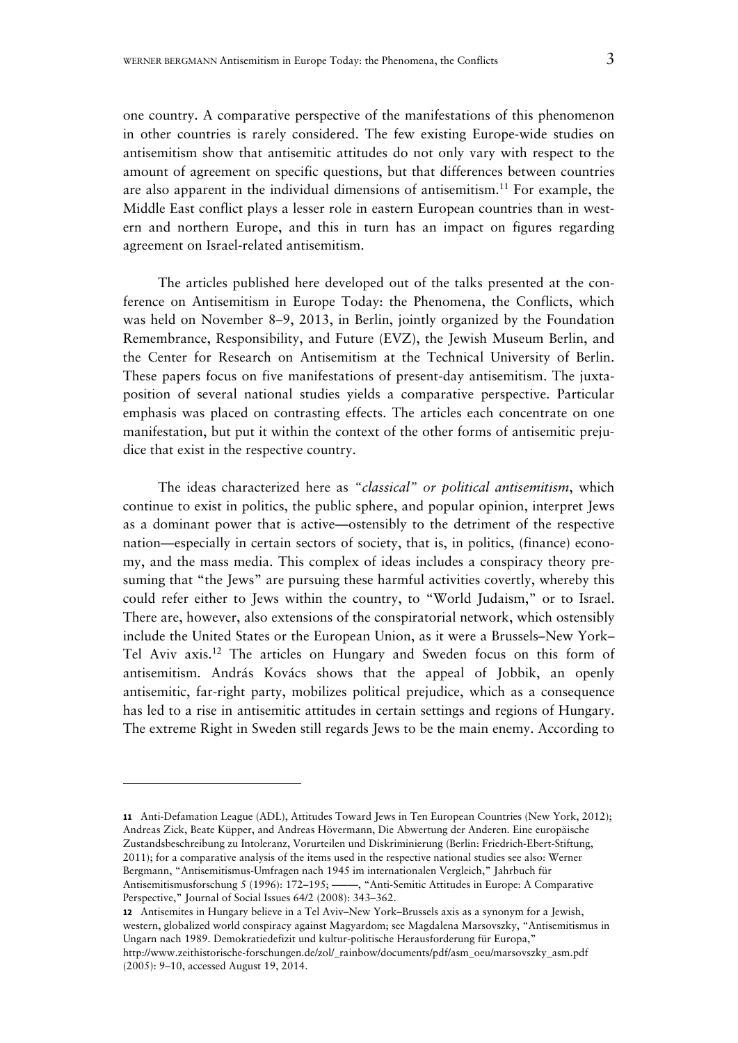one country. A comparative perspective of the manifestations of this phenomenon in other countries is rarely considered. The few existing Europe-wide studies on antisemitism show that antisemitic attitudes do not only vary with respect to the amount of agreement on specific questions, but that differences between countries are also apparent in the individual dimensions of antisemitism.[11] For example, the Middle East conflict plays a lesser role in eastern European countries than in western and northern Europe, and this in turn has an impact on figures regarding agreement on Israel-related antisemitism.

The articles published here developed out of the talks presented at the conference on Antisemitism in Europe Today: the Phenomena, the Conflicts, which was held on November 8–9, 2013, in Berlin, jointly organized by the Foundation Remembrance, Responsibility, and Future (EVZ), the Jewish Museum Berlin, and the Center for Research on Antisemitism at the Technical University of Berlin. These papers focus on five manifestations of present-day antisemitism. The juxtaposition of several national studies yields a comparative perspective. Particular emphasis was placed on contrasting effects. The articles each concentrate on one manifestation, but put it within the context of the other forms of antisemitic prejudice that exist in the respective country.

The ideas characterized here as *"classical" or political antisemitism*, which continue to exist in politics, the public sphere, and popular opinion, interpret Jews as a dominant power that is active—ostensibly to the detriment of the respective nation—especially in certain sectors of society, that is, in politics, (finance) economy, and the mass media. This complex of ideas includes a conspiracy theory presuming that "the Jews" are pursuing these harmful activities covertly, whereby this could refer either to Jews within the country, to "World Judaism," or to Israel. There are, however, also extensions of the conspiratorial network, which ostensibly include the United States or the European Union, as it were a Brussels–New York–Tel Aviv axis.[12] The articles on Hungary and Sweden focus on this form of antisemitism. András Kovács shows that the appeal of Jobbik, an openly antisemitic, far-right party, mobilizes political prejudice, which as a consequence has led to a rise in antisemitic attitudes in certain settings and regions of Hungary. The extreme Right in Sweden still regards Jews to be the main enemy. According to

---

**11** Anti-Defamation League (ADL), Attitudes Toward Jews in Ten European Countries (New York, 2012); Andreas Zick, Beate Küpper, and Andreas Hövermann, Die Abwertung der Anderen. Eine europäische Zustandsbeschreibung zu Intoleranz, Vorurteilen und Diskriminierung (Berlin: Friedrich-Ebert-Stiftung, 2011); for a comparative analysis of the items used in the respective national studies see also: Werner Bergmann, "Antisemitismus-Umfragen nach 1945 im internationalen Vergleich," Jahrbuch für Antisemitismusforschung 5 (1996): 172–195; ——, "Anti-Semitic Attitudes in Europe: A Comparative Perspective," Journal of Social Issues 64/2 (2008): 343–362.

**12** Antisemites in Hungary believe in a Tel Aviv–New York–Brussels axis as a synonym for a Jewish, western, globalized world conspiracy against Magyardom; see Magdalena Marsovszky, "Antisemitismus in Ungarn nach 1989. Demokratiedefizit und kultur-politische Herausforderung für Europa," http://www.zeithistorische-forschungen.de/zol/_rainbow/documents/pdf/asm_oeu/marsovszky_asm.pdf (2005): 9–10, accessed August 19, 2014.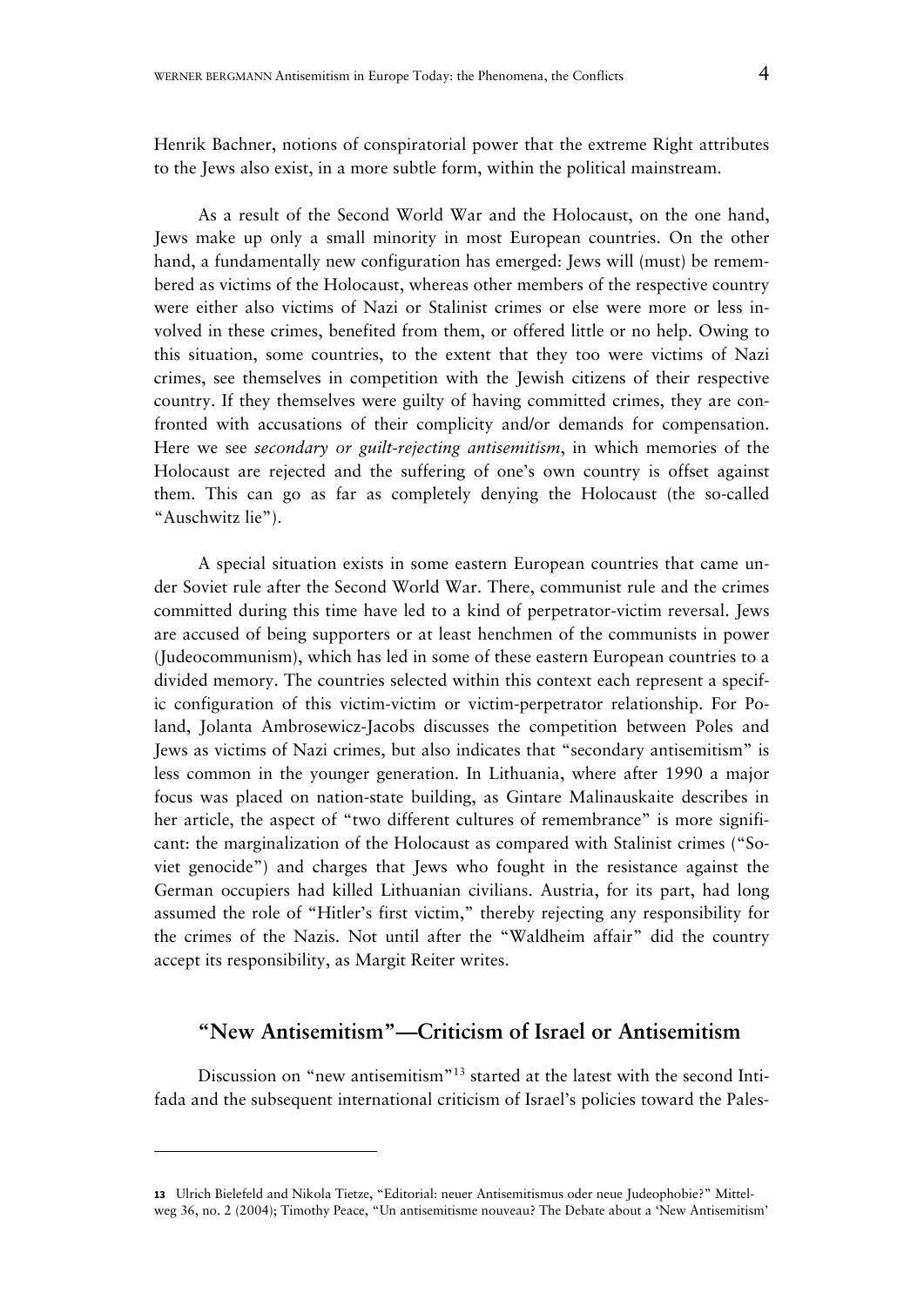Henrik Bachner, notions of conspiratorial power that the extreme Right attributes to the Jews also exist, in a more subtle form, within the political mainstream.

As a result of the Second World War and the Holocaust, on the one hand, Jews make up only a small minority in most European countries. On the other hand, a fundamentally new configuration has emerged: Jews will (must) be remembered as victims of the Holocaust, whereas other members of the respective country were either also victims of Nazi or Stalinist crimes or else were more or less involved in these crimes, benefited from them, or offered little or no help. Owing to this situation, some countries, to the extent that they too were victims of Nazi crimes, see themselves in competition with the Jewish citizens of their respective country. If they themselves were guilty of having committed crimes, they are confronted with accusations of their complicity and/or demands for compensation. Here we see *secondary or guilt-rejecting antisemitism*, in which memories of the Holocaust are rejected and the suffering of one's own country is offset against them. This can go as far as completely denying the Holocaust (the so-called "Auschwitz lie").

A special situation exists in some eastern European countries that came under Soviet rule after the Second World War. There, communist rule and the crimes committed during this time have led to a kind of perpetrator-victim reversal. Jews are accused of being supporters or at least henchmen of the communists in power (Judeocommunism), which has led in some of these eastern European countries to a divided memory. The countries selected within this context each represent a specific configuration of this victim-victim or victim-perpetrator relationship. For Poland, Jolanta Ambrosewicz-Jacobs discusses the competition between Poles and Jews as victims of Nazi crimes, but also indicates that "secondary antisemitism" is less common in the younger generation. In Lithuania, where after 1990 a major focus was placed on nation-state building, as Gintare Malinauskaite describes in her article, the aspect of "two different cultures of remembrance" is more significant: the marginalization of the Holocaust as compared with Stalinist crimes ("Soviet genocide") and charges that Jews who fought in the resistance against the German occupiers had killed Lithuanian civilians. Austria, for its part, had long assumed the role of "Hitler's first victim," thereby rejecting any responsibility for the crimes of the Nazis. Not until after the "Waldheim affair" did the country accept its responsibility, as Margit Reiter writes.

## "New Antisemitism"—Criticism of Israel or Antisemitism

Discussion on "new antisemitism"[13] started at the latest with the second Intifada and the subsequent international criticism of Israel's policies toward the Pales-

---

13 Ulrich Bielefeld and Nikola Tietze, "Editorial: neuer Antisemitismus oder neue Judeophobie?" Mittelweg 36, no. 2 (2004); Timothy Peace, "Un antisemitisme nouveau? The Debate about a 'New Antisemitism'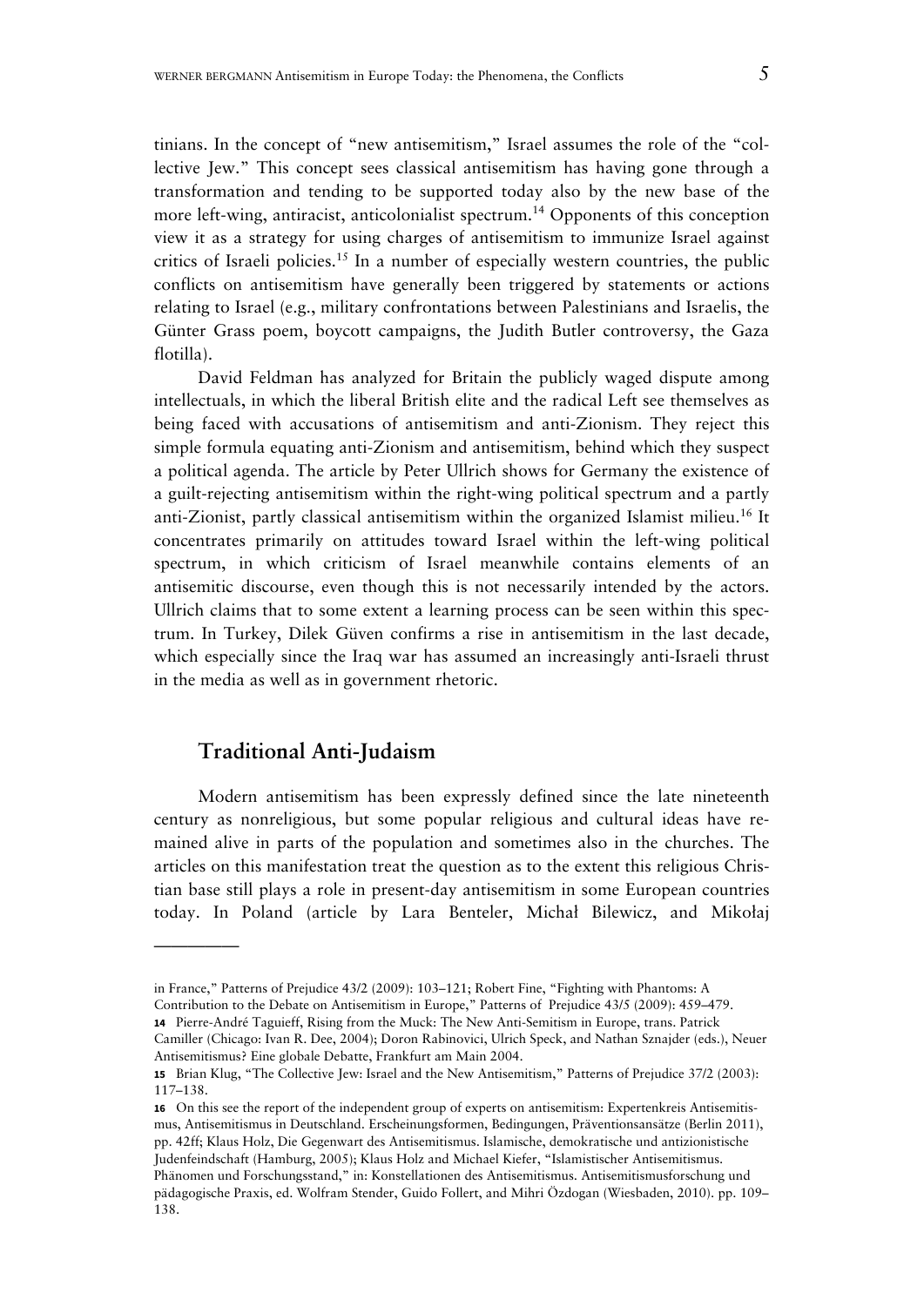tinians. In the concept of "new antisemitism," Israel assumes the role of the "collective Jew." This concept sees classical antisemitism has having gone through a transformation and tending to be supported today also by the new base of the more left-wing, antiracist, anticolonialist spectrum.[14] Opponents of this conception view it as a strategy for using charges of antisemitism to immunize Israel against critics of Israeli policies.[15] In a number of especially western countries, the public conflicts on antisemitism have generally been triggered by statements or actions relating to Israel (e.g., military confrontations between Palestinians and Israelis, the Günter Grass poem, boycott campaigns, the Judith Butler controversy, the Gaza flotilla).

David Feldman has analyzed for Britain the publicly waged dispute among intellectuals, in which the liberal British elite and the radical Left see themselves as being faced with accusations of antisemitism and anti-Zionism. They reject this simple formula equating anti-Zionism and antisemitism, behind which they suspect a political agenda. The article by Peter Ullrich shows for Germany the existence of a guilt-rejecting antisemitism within the right-wing political spectrum and a partly anti-Zionist, partly classical antisemitism within the organized Islamist milieu.[16] It concentrates primarily on attitudes toward Israel within the left-wing political spectrum, in which criticism of Israel meanwhile contains elements of an antisemitic discourse, even though this is not necessarily intended by the actors. Ullrich claims that to some extent a learning process can be seen within this spectrum. In Turkey, Dilek Güven confirms a rise in antisemitism in the last decade, which especially since the Iraq war has assumed an increasingly anti-Israeli thrust in the media as well as in government rhetoric.

## Traditional Anti-Judaism

Modern antisemitism has been expressly defined since the late nineteenth century as nonreligious, but some popular religious and cultural ideas have remained alive in parts of the population and sometimes also in the churches. The articles on this manifestation treat the question as to the extent this religious Christian base still plays a role in present-day antisemitism in some European countries today. In Poland (article by Lara Benteler, Michał Bilewicz, and Mikołaj

---

in France," Patterns of Prejudice 43/2 (2009): 103–121; Robert Fine, "Fighting with Phantoms: A Contribution to the Debate on Antisemitism in Europe," Patterns of Prejudice 43/5 (2009): 459–479.

**14** Pierre-André Taguieff, Rising from the Muck: The New Anti-Semitism in Europe, trans. Patrick Camiller (Chicago: Ivan R. Dee, 2004); Doron Rabinovici, Ulrich Speck, and Nathan Sznajder (eds.), Neuer Antisemitismus? Eine globale Debatte, Frankfurt am Main 2004.

**15** Brian Klug, "The Collective Jew: Israel and the New Antisemitism," Patterns of Prejudice 37/2 (2003): 117–138.

**16** On this see the report of the independent group of experts on antisemitism: Expertenkreis Antisemitismus, Antisemitismus in Deutschland. Erscheinungsformen, Bedingungen, Präventionsansätze (Berlin 2011), pp. 42ff; Klaus Holz, Die Gegenwart des Antisemitismus. Islamische, demokratische und antizionistische Judenfeindschaft (Hamburg, 2005); Klaus Holz and Michael Kiefer, "Islamistischer Antisemitismus. Phänomen und Forschungsstand," in: Konstellationen des Antisemitismus. Antisemitismusforschung und pädagogische Praxis, ed. Wolfram Stender, Guido Follert, and Mihri Özdogan (Wiesbaden, 2010). pp. 109–138.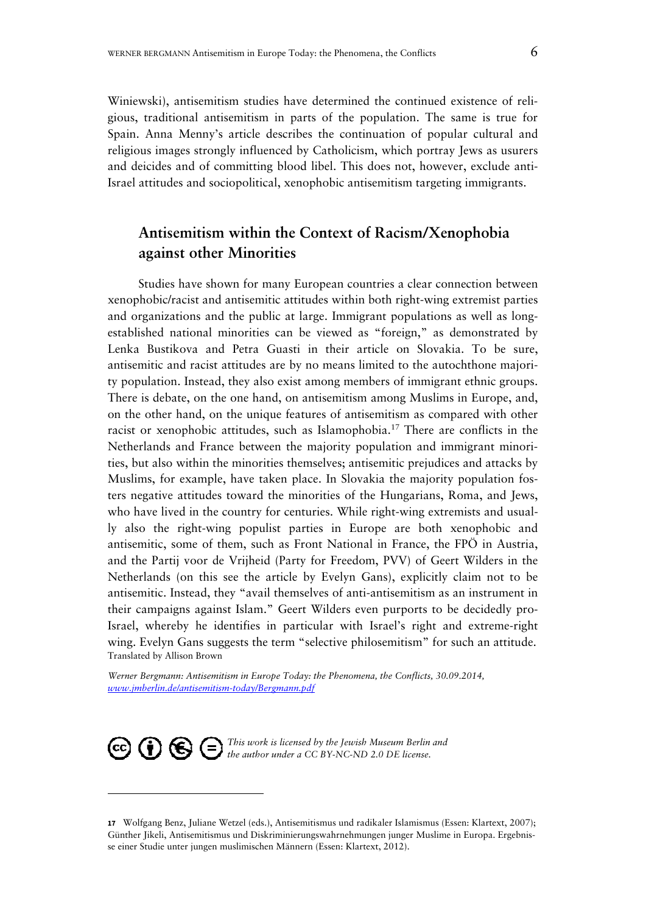Winiewski), antisemitism studies have determined the continued existence of religious, traditional antisemitism in parts of the population. The same is true for Spain. Anna Menny's article describes the continuation of popular cultural and religious images strongly influenced by Catholicism, which portray Jews as usurers and deicides and of committing blood libel. This does not, however, exclude anti-Israel attitudes and sociopolitical, xenophobic antisemitism targeting immigrants.

## Antisemitism within the Context of Racism/Xenophobia against other Minorities

Studies have shown for many European countries a clear connection between xenophobic/racist and antisemitic attitudes within both right-wing extremist parties and organizations and the public at large. Immigrant populations as well as long-established national minorities can be viewed as "foreign," as demonstrated by Lenka Bustikova and Petra Guasti in their article on Slovakia. To be sure, antisemitic and racist attitudes are by no means limited to the autochthone majority population. Instead, they also exist among members of immigrant ethnic groups. There is debate, on the one hand, on antisemitism among Muslims in Europe, and, on the other hand, on the unique features of antisemitism as compared with other racist or xenophobic attitudes, such as Islamophobia.[17] There are conflicts in the Netherlands and France between the majority population and immigrant minorities, but also within the minorities themselves; antisemitic prejudices and attacks by Muslims, for example, have taken place. In Slovakia the majority population fosters negative attitudes toward the minorities of the Hungarians, Roma, and Jews, who have lived in the country for centuries. While right-wing extremists and usually also the right-wing populist parties in Europe are both xenophobic and antisemitic, some of them, such as Front National in France, the FPÖ in Austria, and the Partij voor de Vrijheid (Party for Freedom, PVV) of Geert Wilders in the Netherlands (on this see the article by Evelyn Gans), explicitly claim not to be antisemitic. Instead, they "avail themselves of anti-antisemitism as an instrument in their campaigns against Islam." Geert Wilders even purports to be decidedly pro-Israel, whereby he identifies in particular with Israel's right and extreme-right wing. Evelyn Gans suggests the term "selective philosemitism" for such an attitude.

Translated by Allison Brown

*Werner Bergmann: Antisemitism in Europe Today: the Phenomena, the Conflicts, 30.09.2014,* *[www.jmberlin.de/antisemitism-today/Bergmann.pdf](www.jmberlin.de/antisemitism-today/Bergmann.pdf)*

*This work is licensed by the Jewish Museum Berlin and the author under a CC BY-NC-ND 2.0 DE license.*

---

**17** Wolfgang Benz, Juliane Wetzel (eds.), Antisemitismus und radikaler Islamismus (Essen: Klartext, 2007); Günther Jikeli, Antisemitismus und Diskriminierungswahrnehmungen junger Muslime in Europa. Ergebnisse einer Studie unter jungen muslimischen Männern (Essen: Klartext, 2012).